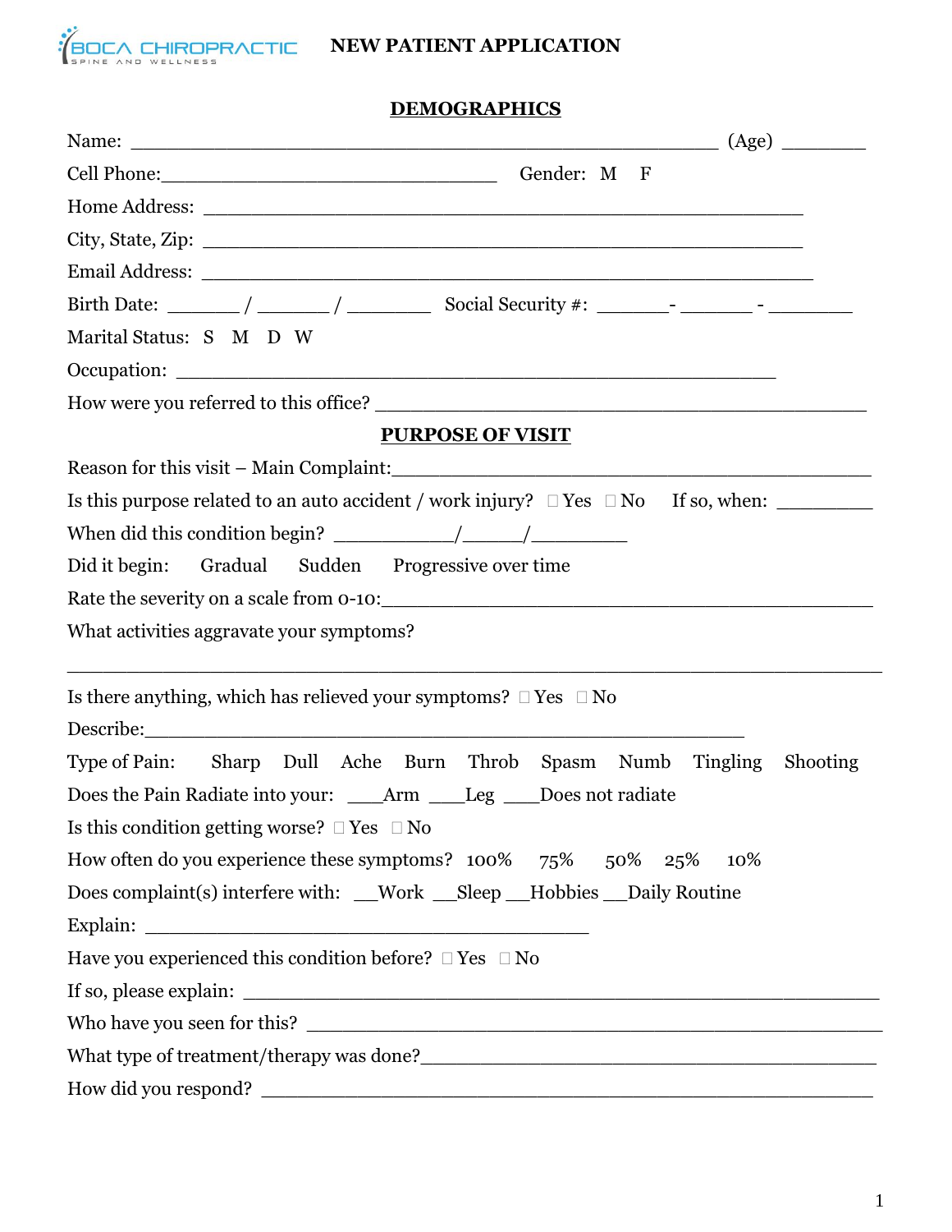BOCA CHIROPRACTIC
SPINE AND WELLNESS

# NEW PATIENT APPLICATION

## DEMOGRAPHICS

Name: _______________________________________________________ (Age) ________

Cell Phone:_______________________________ Gender: M F

Home Address: ________________________________________________________

City, State, Zip: ________________________________________________________

Email Address: _________________________________________________________

Birth Date: _______ / _______ / ________ Social Security #: _______- _______ - ________

Marital Status: S M D W

Occupation: ________________________________________________________

How were you referred to this office? ______________________________________________

## PURPOSE OF VISIT

Reason for this visit – Main Complaint:_____________________________________________

Is this purpose related to an auto accident / work injury? ☐ Yes ☐ No If so, when: _________

When did this condition begin? ___________/______/_________

Did it begin: Gradual Sudden Progressive over time

Rate the severity on a scale from 0-10:_____________________________________________

What activities aggravate your symptoms?

________________________________________________________________________

Is there anything, which has relieved your symptoms? ☐ Yes ☐ No

Describe:________________________________________________________

Type of Pain: Sharp Dull Ache Burn Throb Spasm Numb Tingling Shooting

Does the Pain Radiate into your: ___Arm ___Leg ___Does not radiate

Is this condition getting worse? ☐ Yes ☐ No

How often do you experience these symptoms? 100% 75% 50% 25% 10%

Does complaint(s) interfere with: __Work __Sleep __Hobbies __Daily Routine

Explain: _________________________________________

Have you experienced this condition before? ☐ Yes ☐ No

If so, please explain: ________________________________________________________

Who have you seen for this? ___________________________________________________

What type of treatment/therapy was done?__________________________________________

How did you respond? _________________________________________________________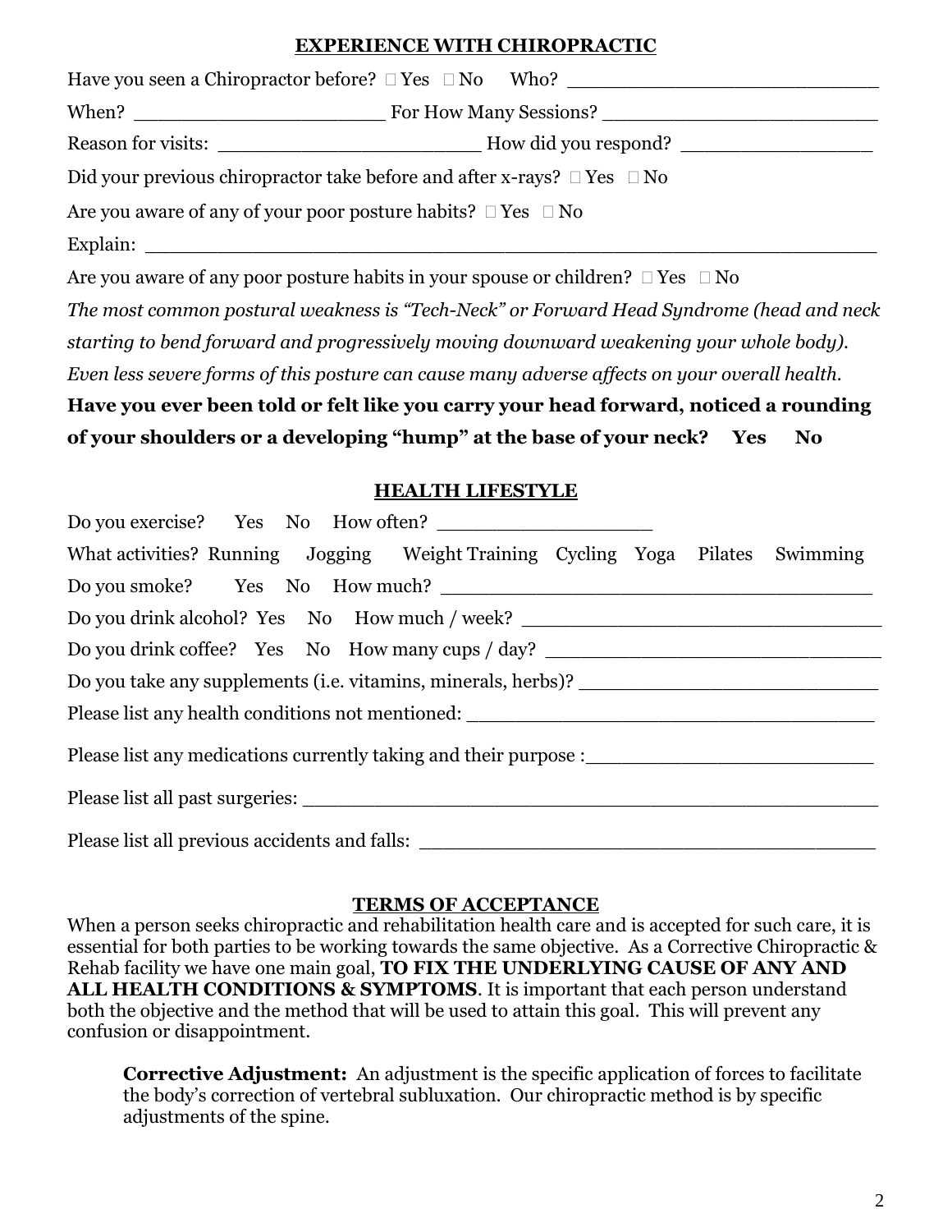## EXPERIENCE WITH CHIROPRACTIC

Have you seen a Chiropractor before? □ Yes □ No Who? ___________________________

When? ______________________ For How Many Sessions? _________________________

Reason for visits: ______________________ How did you respond? ________________

Did your previous chiropractor take before and after x-rays? □ Yes □ No

Are you aware of any of your poor posture habits? □ Yes □ No

Explain: ______________________________________________________________

Are you aware of any poor posture habits in your spouse or children? □ Yes □ No

*The most common postural weakness is "Tech-Neck" or Forward Head Syndrome (head and neck starting to bend forward and progressively moving downward weakening your whole body). Even less severe forms of this posture can cause many adverse affects on your overall health.*

**Have you ever been told or felt like you carry your head forward, noticed a rounding of your shoulders or a developing "hump" at the base of your neck? Yes No**

## HEALTH LIFESTYLE

Do you exercise? Yes No How often? ___________________

What activities? Running Jogging Weight Training Cycling Yoga Pilates Swimming

Do you smoke? Yes No How much? ____________________________________

Do you drink alcohol? Yes No How much / week? _______________________________

Do you drink coffee? Yes No How many cups / day? _____________________________

Do you take any supplements (i.e. vitamins, minerals, herbs)? __________________________

Please list any health conditions not mentioned: ___________________________________

Please list any medications currently taking and their purpose :________________________

Please list all past surgeries: ____________________________________________________

Please list all previous accidents and falls: ______________________________________

## TERMS OF ACCEPTANCE

When a person seeks chiropractic and rehabilitation health care and is accepted for such care, it is essential for both parties to be working towards the same objective. As a Corrective Chiropractic & Rehab facility we have one main goal, **TO FIX THE UNDERLYING CAUSE OF ANY AND ALL HEALTH CONDITIONS & SYMPTOMS**. It is important that each person understand both the objective and the method that will be used to attain this goal. This will prevent any confusion or disappointment.

**Corrective Adjustment:** An adjustment is the specific application of forces to facilitate the body's correction of vertebral subluxation. Our chiropractic method is by specific adjustments of the spine.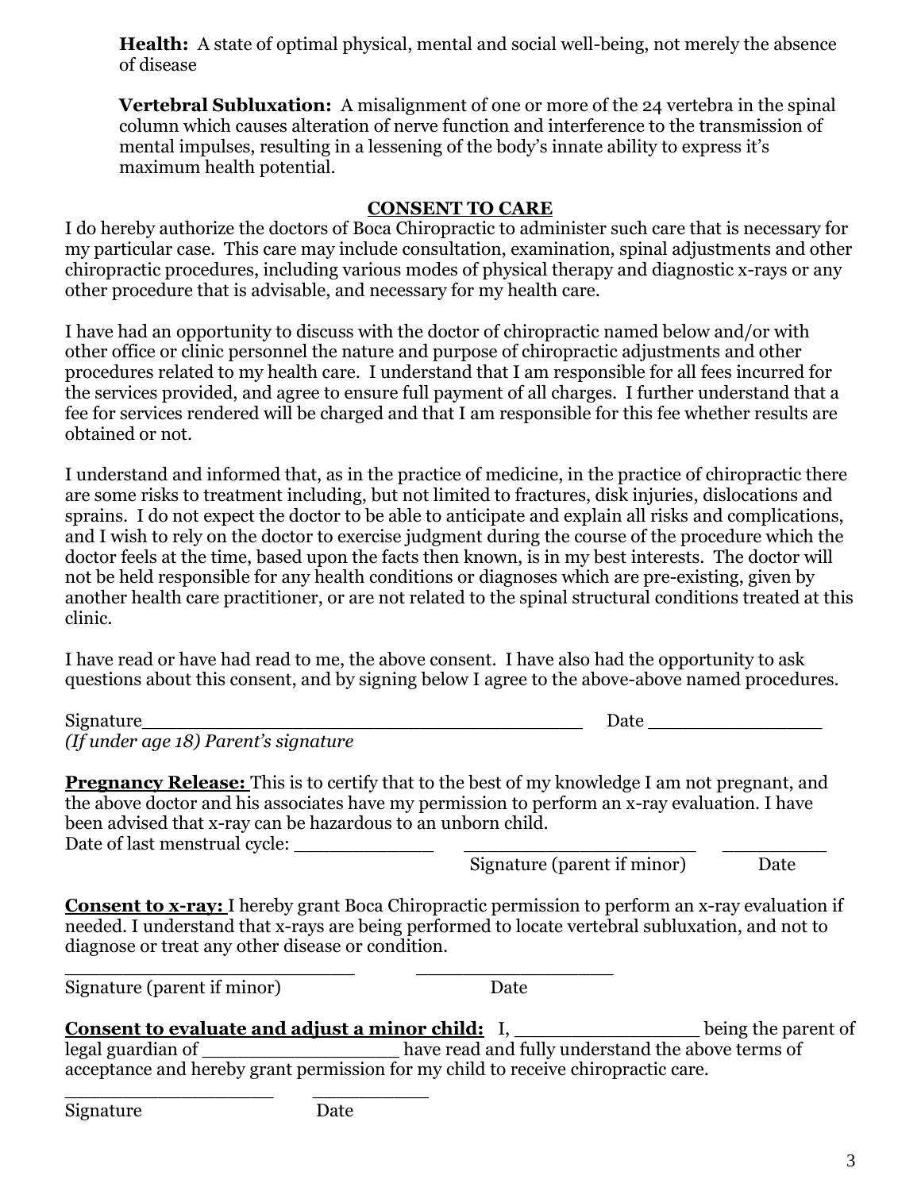**Health:** A state of optimal physical, mental and social well-being, not merely the absence of disease

**Vertebral Subluxation:** A misalignment of one or more of the 24 vertebra in the spinal column which causes alteration of nerve function and interference to the transmission of mental impulses, resulting in a lessening of the body's innate ability to express it's maximum health potential.

## CONSENT TO CARE

I do hereby authorize the doctors of Boca Chiropractic to administer such care that is necessary for my particular case. This care may include consultation, examination, spinal adjustments and other chiropractic procedures, including various modes of physical therapy and diagnostic x-rays or any other procedure that is advisable, and necessary for my health care.

I have had an opportunity to discuss with the doctor of chiropractic named below and/or with other office or clinic personnel the nature and purpose of chiropractic adjustments and other procedures related to my health care. I understand that I am responsible for all fees incurred for the services provided, and agree to ensure full payment of all charges. I further understand that a fee for services rendered will be charged and that I am responsible for this fee whether results are obtained or not.

I understand and informed that, as in the practice of medicine, in the practice of chiropractic there are some risks to treatment including, but not limited to fractures, disk injuries, dislocations and sprains. I do not expect the doctor to be able to anticipate and explain all risks and complications, and I wish to rely on the doctor to exercise judgment during the course of the procedure which the doctor feels at the time, based upon the facts then known, is in my best interests. The doctor will not be held responsible for any health conditions or diagnoses which are pre-existing, given by another health care practitioner, or are not related to the spinal structural conditions treated at this clinic.

I have read or have had read to me, the above consent. I have also had the opportunity to ask questions about this consent, and by signing below I agree to the above-above named procedures.

Signature_________________________________________ Date ________________
*(If under age 18) Parent's signature*

**Pregnancy Release:** This is to certify that to the best of my knowledge I am not pregnant, and the above doctor and his associates have my permission to perform an x-ray evaluation. I have been advised that x-ray can be hazardous to an unborn child.
Date of last menstrual cycle: _____________ ______________________ __________
Signature (parent if minor) Date

**Consent to x-ray:** I hereby grant Boca Chiropractic permission to perform an x-ray evaluation if needed. I understand that x-rays are being performed to locate vertebral subluxation, and not to diagnose or treat any other disease or condition.

___________________________ __________________
Signature (parent if minor) Date

**Consent to evaluate and adjust a minor child:** I, _________________ being the parent of legal guardian of __________________ have read and fully understand the above terms of acceptance and hereby grant permission for my child to receive chiropractic care.

____________________ ___________
Signature Date